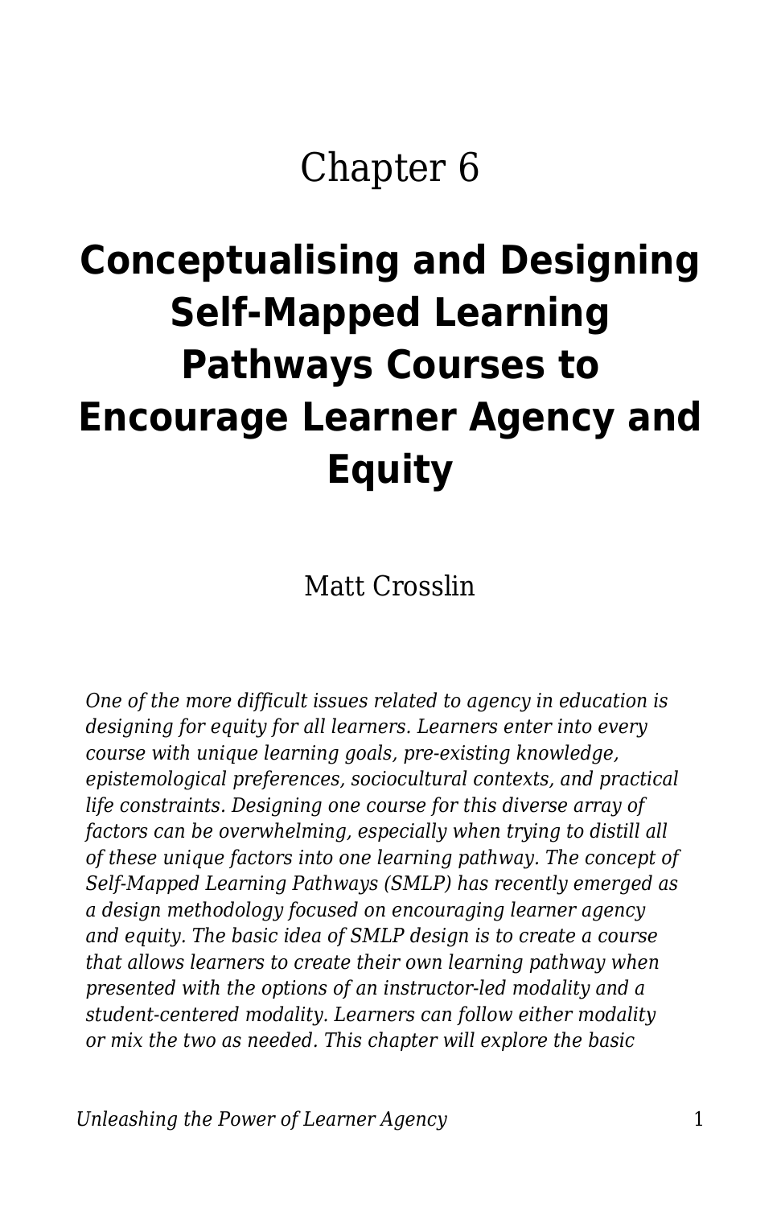# Chapter 6

# Conceptualising and Designing Self-Mapped Learning Pathways Courses to Encourage Learner Agency and Equity

Matt Crosslin

*One of the more difficult issues related to agency in education is designing for equity for all learners. Learners enter into every course with unique learning goals, pre-existing knowledge, epistemological preferences, sociocultural contexts, and practical life constraints. Designing one course for this diverse array of factors can be overwhelming, especially when trying to distill all of these unique factors into one learning pathway. The concept of Self-Mapped Learning Pathways (SMLP) has recently emerged as a design methodology focused on encouraging learner agency and equity. The basic idea of SMLP design is to create a course that allows learners to create their own learning pathway when presented with the options of an instructor-led modality and a student-centered modality. Learners can follow either modality or mix the two as needed. This chapter will explore the basic*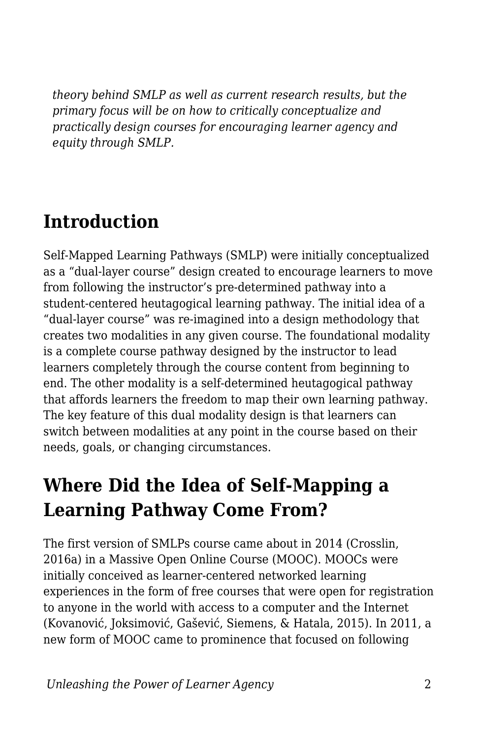*theory behind SMLP as well as current research results, but the primary focus will be on how to critically conceptualize and practically design courses for encouraging learner agency and equity through SMLP.*

## Introduction

Self-Mapped Learning Pathways (SMLP) were initially conceptualized as a "dual-layer course" design created to encourage learners to move from following the instructor's pre-determined pathway into a student-centered heutagogical learning pathway. The initial idea of a "dual-layer course" was re-imagined into a design methodology that creates two modalities in any given course. The foundational modality is a complete course pathway designed by the instructor to lead learners completely through the course content from beginning to end. The other modality is a self-determined heutagogical pathway that affords learners the freedom to map their own learning pathway. The key feature of this dual modality design is that learners can switch between modalities at any point in the course based on their needs, goals, or changing circumstances.

## Where Did the Idea of Self-Mapping a Learning Pathway Come From?

The first version of SMLPs course came about in 2014 (Crosslin, 2016a) in a Massive Open Online Course (MOOC). MOOCs were initially conceived as learner-centered networked learning experiences in the form of free courses that were open for registration to anyone in the world with access to a computer and the Internet (Kovanović, Joksimović, Gašević, Siemens, & Hatala, 2015). In 2011, a new form of MOOC came to prominence that focused on following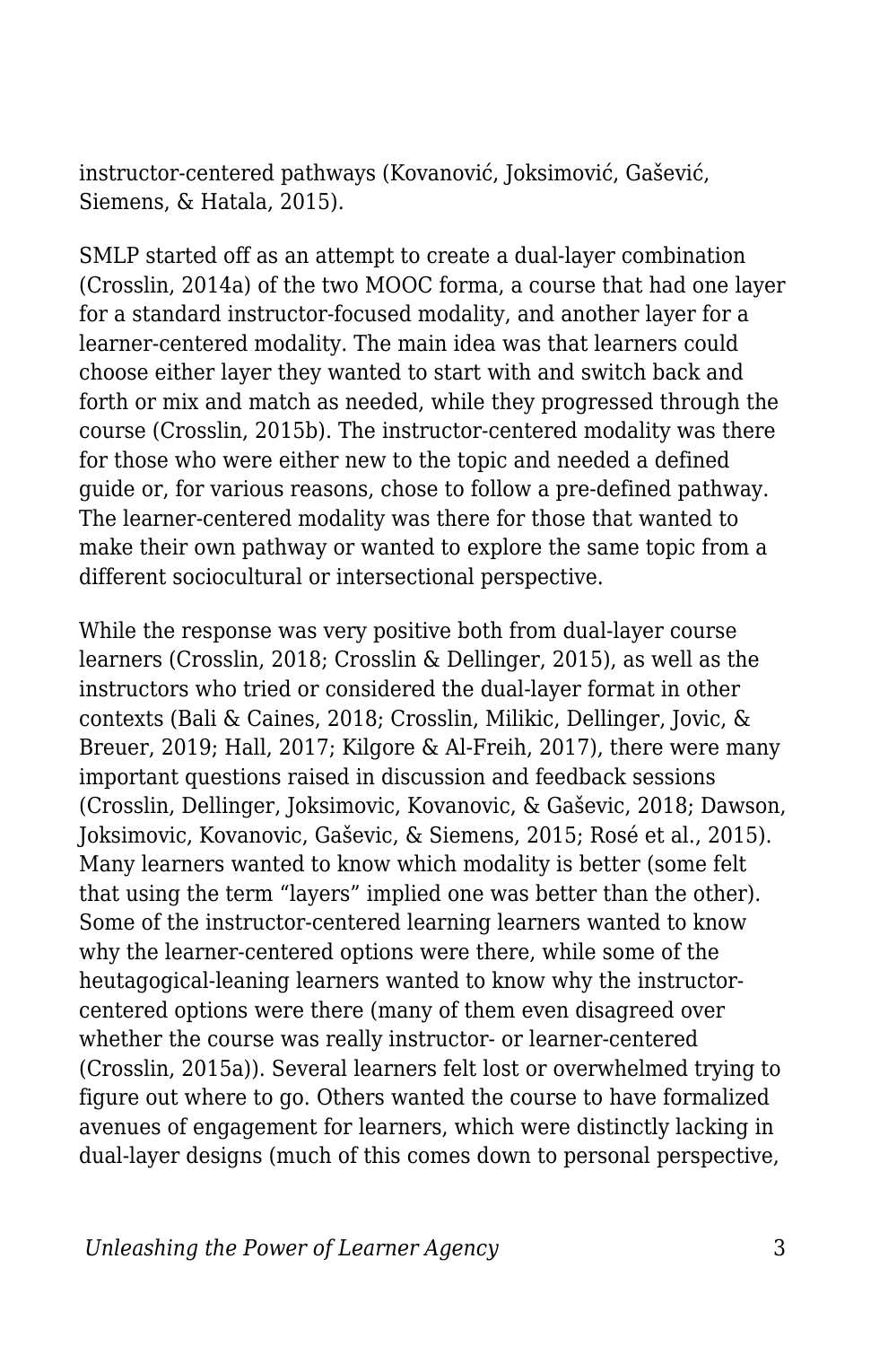instructor-centered pathways (Kovanović, Joksimović, Gašević, Siemens, & Hatala, 2015).

SMLP started off as an attempt to create a dual-layer combination (Crosslin, 2014a) of the two MOOC forma, a course that had one layer for a standard instructor-focused modality, and another layer for a learner-centered modality. The main idea was that learners could choose either layer they wanted to start with and switch back and forth or mix and match as needed, while they progressed through the course (Crosslin, 2015b). The instructor-centered modality was there for those who were either new to the topic and needed a defined guide or, for various reasons, chose to follow a pre-defined pathway. The learner-centered modality was there for those that wanted to make their own pathway or wanted to explore the same topic from a different sociocultural or intersectional perspective.

While the response was very positive both from dual-layer course learners (Crosslin, 2018; Crosslin & Dellinger, 2015), as well as the instructors who tried or considered the dual-layer format in other contexts (Bali & Caines, 2018; Crosslin, Milikic, Dellinger, Jovic, & Breuer, 2019; Hall, 2017; Kilgore & Al-Freih, 2017), there were many important questions raised in discussion and feedback sessions (Crosslin, Dellinger, Joksimovic, Kovanovic, & Gaševic, 2018; Dawson, Joksimovic, Kovanovic, Gaševic, & Siemens, 2015; Rosé et al., 2015). Many learners wanted to know which modality is better (some felt that using the term "layers" implied one was better than the other). Some of the instructor-centered learning learners wanted to know why the learner-centered options were there, while some of the heutagogical-leaning learners wanted to know why the instructor-centered options were there (many of them even disagreed over whether the course was really instructor- or learner-centered (Crosslin, 2015a)). Several learners felt lost or overwhelmed trying to figure out where to go. Others wanted the course to have formalized avenues of engagement for learners, which were distinctly lacking in dual-layer designs (much of this comes down to personal perspective,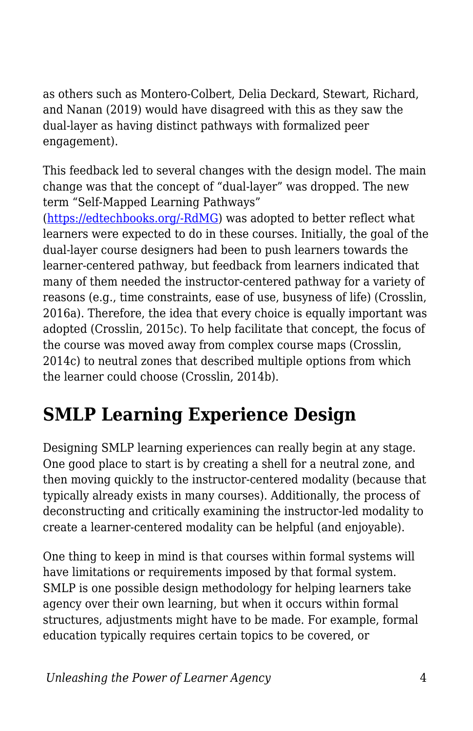as others such as Montero-Colbert, Delia Deckard, Stewart, Richard, and Nanan (2019) would have disagreed with this as they saw the dual-layer as having distinct pathways with formalized peer engagement).

This feedback led to several changes with the design model. The main change was that the concept of "dual-layer" was dropped. The new term "Self-Mapped Learning Pathways" (https://edtechbooks.org/-RdMG) was adopted to better reflect what learners were expected to do in these courses. Initially, the goal of the dual-layer course designers had been to push learners towards the learner-centered pathway, but feedback from learners indicated that many of them needed the instructor-centered pathway for a variety of reasons (e.g., time constraints, ease of use, busyness of life) (Crosslin, 2016a). Therefore, the idea that every choice is equally important was adopted (Crosslin, 2015c). To help facilitate that concept, the focus of the course was moved away from complex course maps (Crosslin, 2014c) to neutral zones that described multiple options from which the learner could choose (Crosslin, 2014b).

## SMLP Learning Experience Design

Designing SMLP learning experiences can really begin at any stage. One good place to start is by creating a shell for a neutral zone, and then moving quickly to the instructor-centered modality (because that typically already exists in many courses). Additionally, the process of deconstructing and critically examining the instructor-led modality to create a learner-centered modality can be helpful (and enjoyable).

One thing to keep in mind is that courses within formal systems will have limitations or requirements imposed by that formal system. SMLP is one possible design methodology for helping learners take agency over their own learning, but when it occurs within formal structures, adjustments might have to be made. For example, formal education typically requires certain topics to be covered, or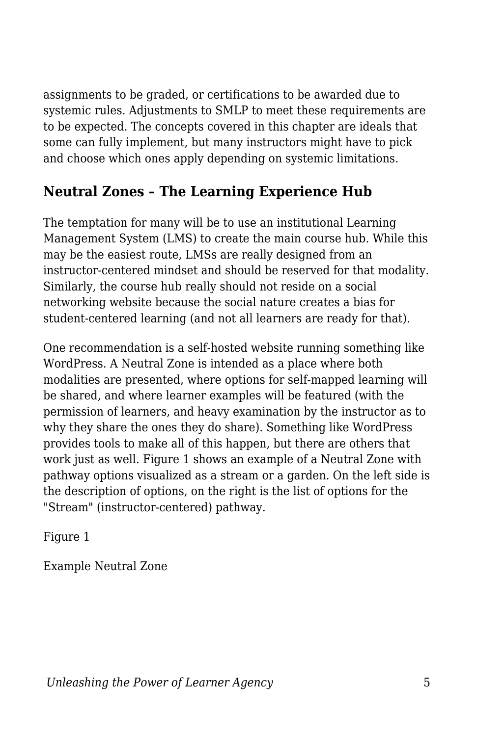assignments to be graded, or certifications to be awarded due to systemic rules. Adjustments to SMLP to meet these requirements are to be expected. The concepts covered in this chapter are ideals that some can fully implement, but many instructors might have to pick and choose which ones apply depending on systemic limitations.

## Neutral Zones – The Learning Experience Hub

The temptation for many will be to use an institutional Learning Management System (LMS) to create the main course hub. While this may be the easiest route, LMSs are really designed from an instructor-centered mindset and should be reserved for that modality. Similarly, the course hub really should not reside on a social networking website because the social nature creates a bias for student-centered learning (and not all learners are ready for that).

One recommendation is a self-hosted website running something like WordPress. A Neutral Zone is intended as a place where both modalities are presented, where options for self-mapped learning will be shared, and where learner examples will be featured (with the permission of learners, and heavy examination by the instructor as to why they share the ones they do share). Something like WordPress provides tools to make all of this happen, but there are others that work just as well. Figure 1 shows an example of a Neutral Zone with pathway options visualized as a stream or a garden. On the left side is the description of options, on the right is the list of options for the "Stream" (instructor-centered) pathway.

Figure 1

Example Neutral Zone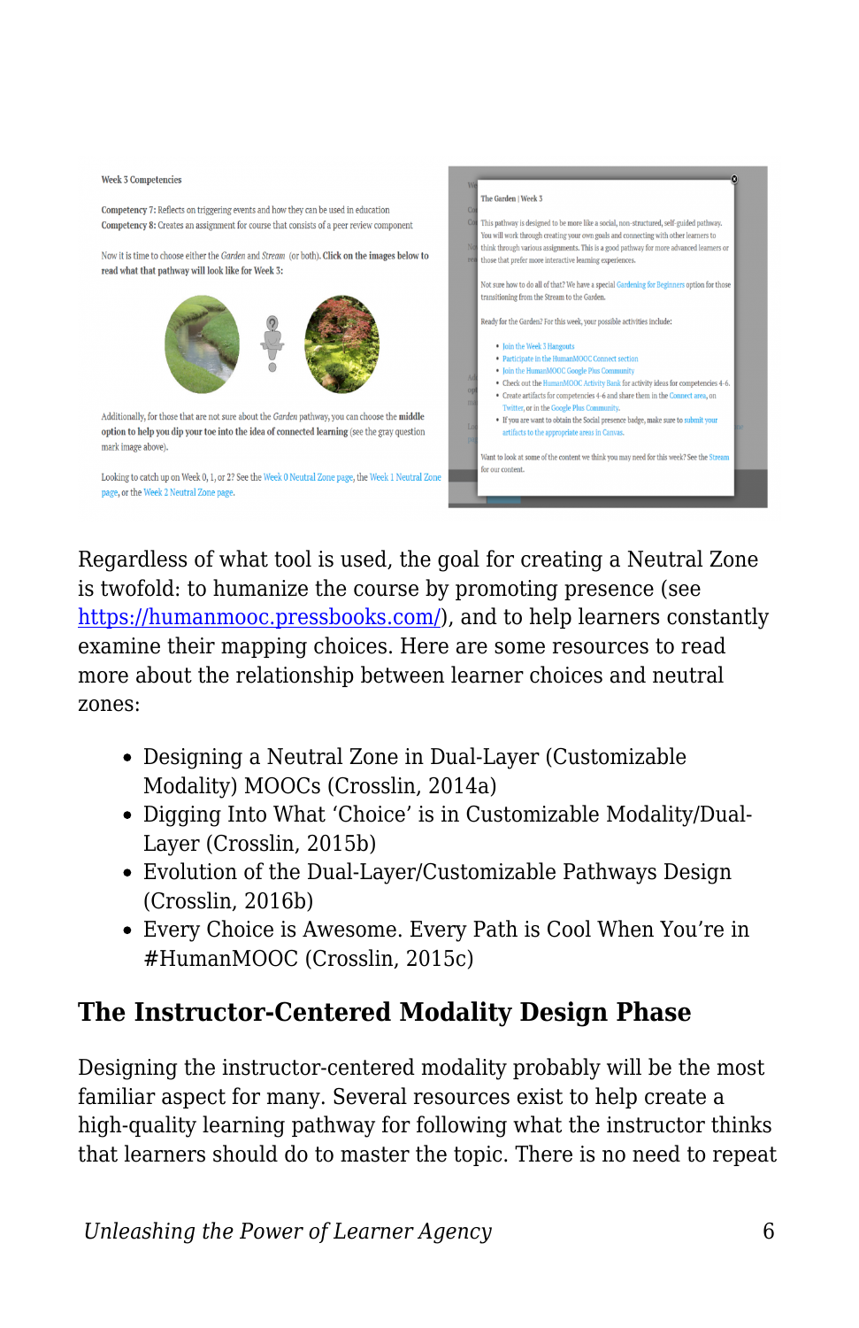Regardless of what tool is used, the goal for creating a Neutral Zone is twofold: to humanize the course by promoting presence (see https://humanmooc.pressbooks.com/), and to help learners constantly examine their mapping choices. Here are some resources to read more about the relationship between learner choices and neutral zones:

- Designing a Neutral Zone in Dual-Layer (Customizable Modality) MOOCs (Crosslin, 2014a)
- Digging Into What 'Choice' is in Customizable Modality/Dual-Layer (Crosslin, 2015b)
- Evolution of the Dual-Layer/Customizable Pathways Design (Crosslin, 2016b)
- Every Choice is Awesome. Every Path is Cool When You're in #HumanMOOC (Crosslin, 2015c)

## The Instructor-Centered Modality Design Phase

Designing the instructor-centered modality probably will be the most familiar aspect for many. Several resources exist to help create a high-quality learning pathway for following what the instructor thinks that learners should do to master the topic. There is no need to repeat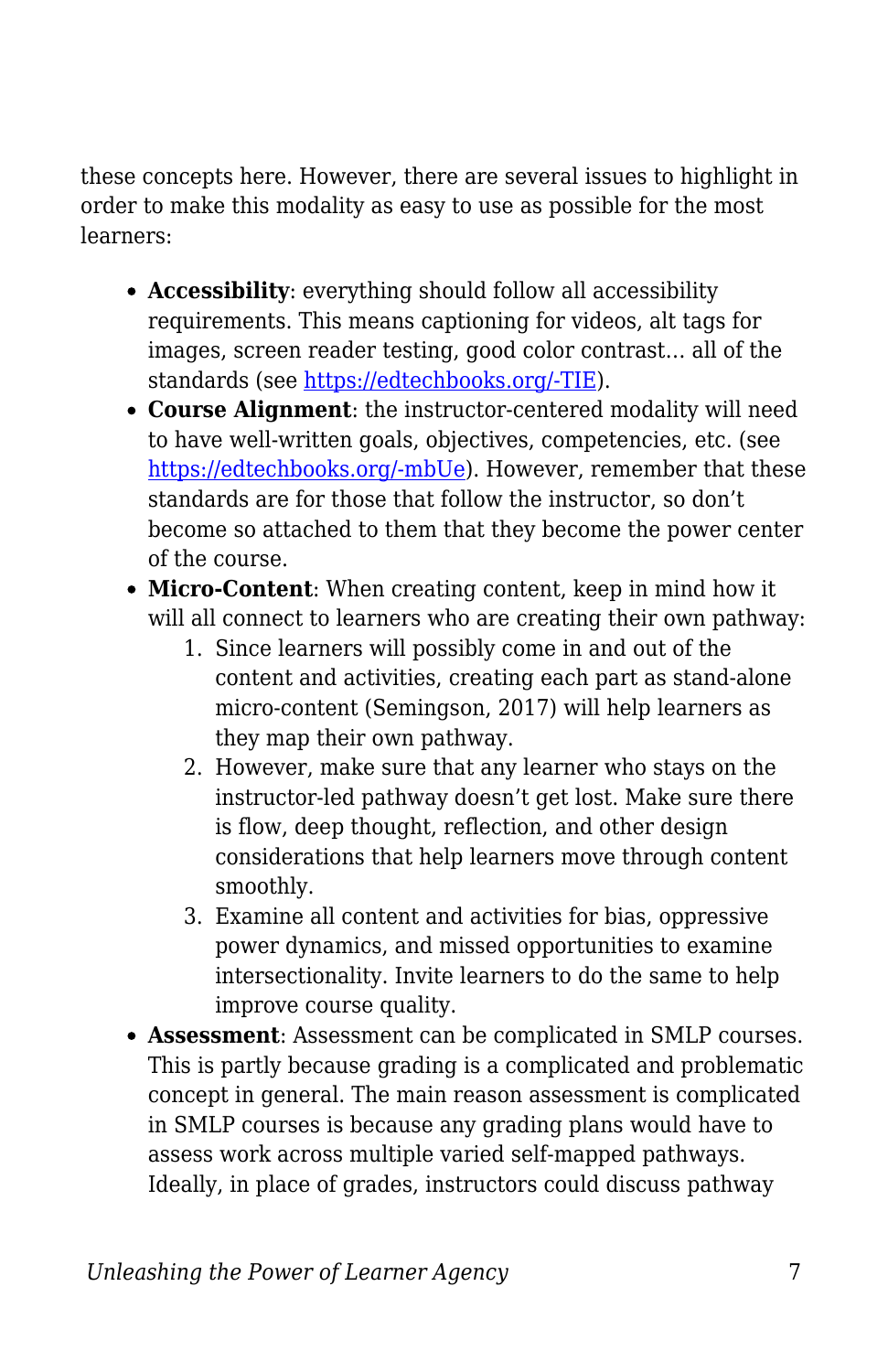these concepts here. However, there are several issues to highlight in order to make this modality as easy to use as possible for the most learners:

- **Accessibility**: everything should follow all accessibility requirements. This means captioning for videos, alt tags for images, screen reader testing, good color contrast… all of the standards (see https://edtechbooks.org/-TIE).
- **Course Alignment**: the instructor-centered modality will need to have well-written goals, objectives, competencies, etc. (see https://edtechbooks.org/-mbUe). However, remember that these standards are for those that follow the instructor, so don't become so attached to them that they become the power center of the course.
- **Micro-Content**: When creating content, keep in mind how it will all connect to learners who are creating their own pathway:
    1. Since learners will possibly come in and out of the content and activities, creating each part as stand-alone micro-content (Semingson, 2017) will help learners as they map their own pathway.
    2. However, make sure that any learner who stays on the instructor-led pathway doesn't get lost. Make sure there is flow, deep thought, reflection, and other design considerations that help learners move through content smoothly.
    3. Examine all content and activities for bias, oppressive power dynamics, and missed opportunities to examine intersectionality. Invite learners to do the same to help improve course quality.
- **Assessment**: Assessment can be complicated in SMLP courses. This is partly because grading is a complicated and problematic concept in general. The main reason assessment is complicated in SMLP courses is because any grading plans would have to assess work across multiple varied self-mapped pathways. Ideally, in place of grades, instructors could discuss pathway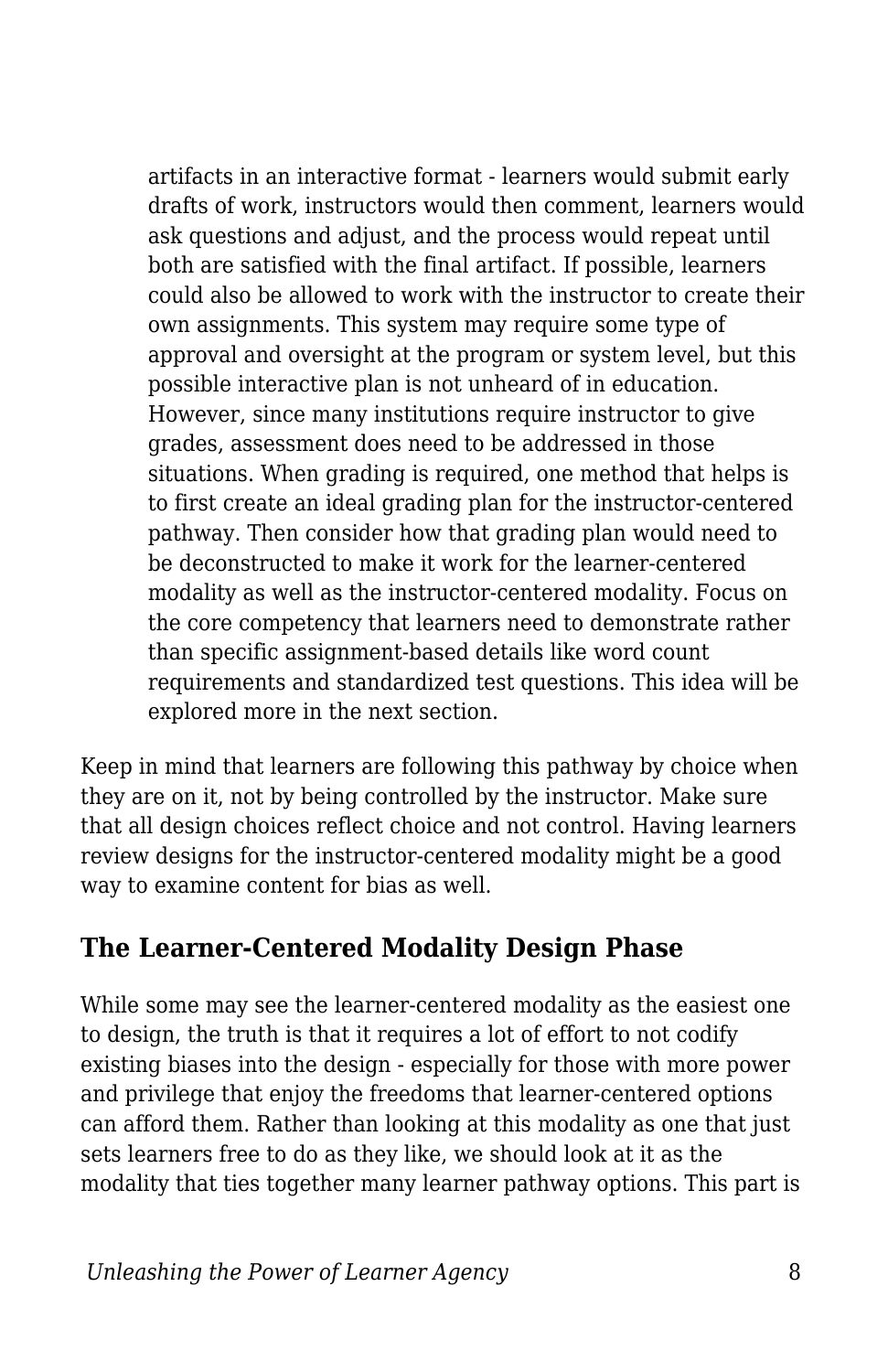artifacts in an interactive format - learners would submit early drafts of work, instructors would then comment, learners would ask questions and adjust, and the process would repeat until both are satisfied with the final artifact. If possible, learners could also be allowed to work with the instructor to create their own assignments. This system may require some type of approval and oversight at the program or system level, but this possible interactive plan is not unheard of in education. However, since many institutions require instructor to give grades, assessment does need to be addressed in those situations. When grading is required, one method that helps is to first create an ideal grading plan for the instructor-centered pathway. Then consider how that grading plan would need to be deconstructed to make it work for the learner-centered modality as well as the instructor-centered modality. Focus on the core competency that learners need to demonstrate rather than specific assignment-based details like word count requirements and standardized test questions. This idea will be explored more in the next section.

Keep in mind that learners are following this pathway by choice when they are on it, not by being controlled by the instructor. Make sure that all design choices reflect choice and not control. Having learners review designs for the instructor-centered modality might be a good way to examine content for bias as well.

## The Learner-Centered Modality Design Phase

While some may see the learner-centered modality as the easiest one to design, the truth is that it requires a lot of effort to not codify existing biases into the design - especially for those with more power and privilege that enjoy the freedoms that learner-centered options can afford them. Rather than looking at this modality as one that just sets learners free to do as they like, we should look at it as the modality that ties together many learner pathway options. This part is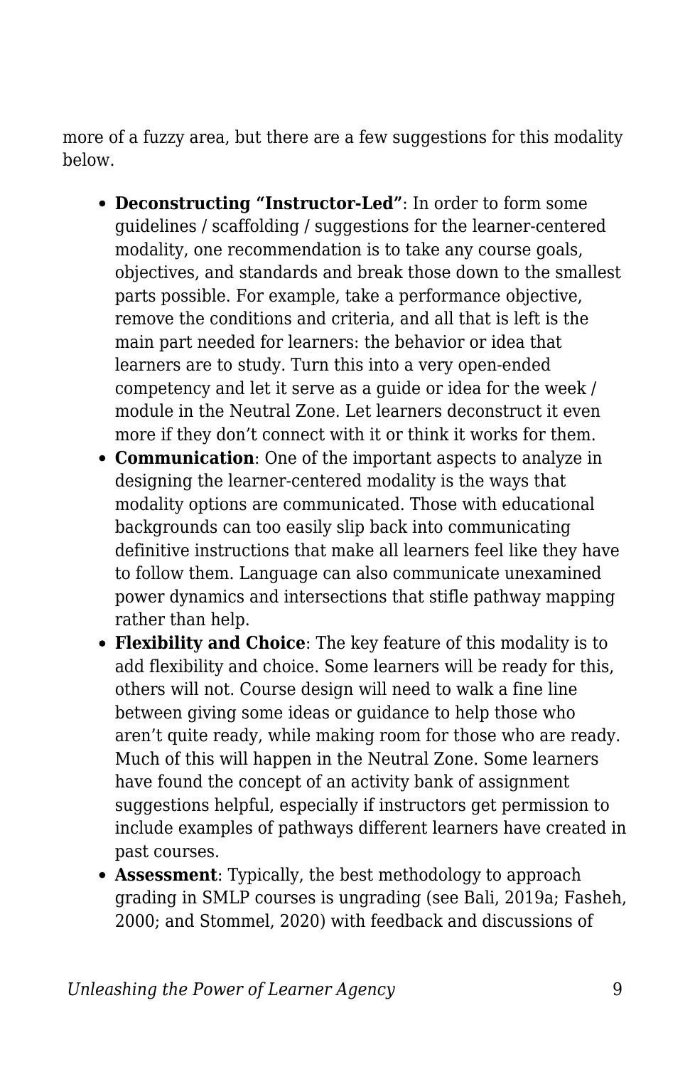more of a fuzzy area, but there are a few suggestions for this modality below.

- **Deconstructing "Instructor-Led"**: In order to form some guidelines / scaffolding / suggestions for the learner-centered modality, one recommendation is to take any course goals, objectives, and standards and break those down to the smallest parts possible. For example, take a performance objective, remove the conditions and criteria, and all that is left is the main part needed for learners: the behavior or idea that learners are to study. Turn this into a very open-ended competency and let it serve as a guide or idea for the week / module in the Neutral Zone. Let learners deconstruct it even more if they don't connect with it or think it works for them.
- **Communication**: One of the important aspects to analyze in designing the learner-centered modality is the ways that modality options are communicated. Those with educational backgrounds can too easily slip back into communicating definitive instructions that make all learners feel like they have to follow them. Language can also communicate unexamined power dynamics and intersections that stifle pathway mapping rather than help.
- **Flexibility and Choice**: The key feature of this modality is to add flexibility and choice. Some learners will be ready for this, others will not. Course design will need to walk a fine line between giving some ideas or guidance to help those who aren't quite ready, while making room for those who are ready. Much of this will happen in the Neutral Zone. Some learners have found the concept of an activity bank of assignment suggestions helpful, especially if instructors get permission to include examples of pathways different learners have created in past courses.
- **Assessment**: Typically, the best methodology to approach grading in SMLP courses is ungrading (see Bali, 2019a; Fasheh, 2000; and Stommel, 2020) with feedback and discussions of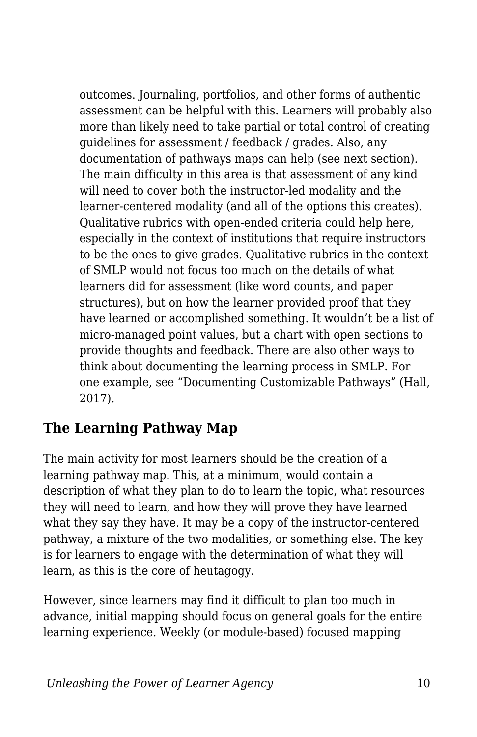outcomes. Journaling, portfolios, and other forms of authentic assessment can be helpful with this. Learners will probably also more than likely need to take partial or total control of creating guidelines for assessment / feedback / grades. Also, any documentation of pathways maps can help (see next section). The main difficulty in this area is that assessment of any kind will need to cover both the instructor-led modality and the learner-centered modality (and all of the options this creates). Qualitative rubrics with open-ended criteria could help here, especially in the context of institutions that require instructors to be the ones to give grades. Qualitative rubrics in the context of SMLP would not focus too much on the details of what learners did for assessment (like word counts, and paper structures), but on how the learner provided proof that they have learned or accomplished something. It wouldn't be a list of micro-managed point values, but a chart with open sections to provide thoughts and feedback. There are also other ways to think about documenting the learning process in SMLP. For one example, see "Documenting Customizable Pathways" (Hall, 2017).

## The Learning Pathway Map

The main activity for most learners should be the creation of a learning pathway map. This, at a minimum, would contain a description of what they plan to do to learn the topic, what resources they will need to learn, and how they will prove they have learned what they say they have. It may be a copy of the instructor-centered pathway, a mixture of the two modalities, or something else. The key is for learners to engage with the determination of what they will learn, as this is the core of heutagogy.

However, since learners may find it difficult to plan too much in advance, initial mapping should focus on general goals for the entire learning experience. Weekly (or module-based) focused mapping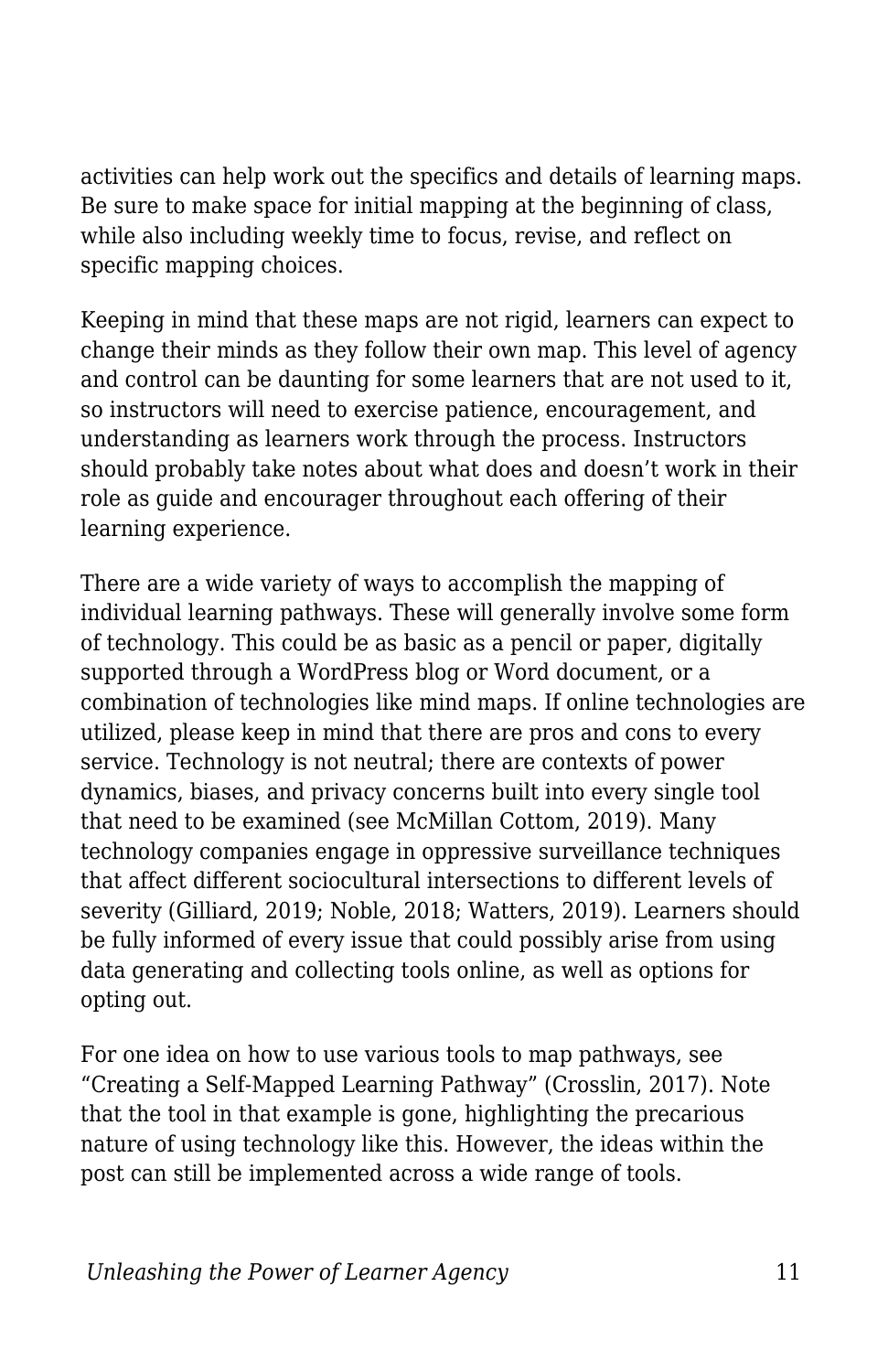activities can help work out the specifics and details of learning maps. Be sure to make space for initial mapping at the beginning of class, while also including weekly time to focus, revise, and reflect on specific mapping choices.

Keeping in mind that these maps are not rigid, learners can expect to change their minds as they follow their own map. This level of agency and control can be daunting for some learners that are not used to it, so instructors will need to exercise patience, encouragement, and understanding as learners work through the process. Instructors should probably take notes about what does and doesn't work in their role as guide and encourager throughout each offering of their learning experience.

There are a wide variety of ways to accomplish the mapping of individual learning pathways. These will generally involve some form of technology. This could be as basic as a pencil or paper, digitally supported through a WordPress blog or Word document, or a combination of technologies like mind maps. If online technologies are utilized, please keep in mind that there are pros and cons to every service. Technology is not neutral; there are contexts of power dynamics, biases, and privacy concerns built into every single tool that need to be examined (see McMillan Cottom, 2019). Many technology companies engage in oppressive surveillance techniques that affect different sociocultural intersections to different levels of severity (Gilliard, 2019; Noble, 2018; Watters, 2019). Learners should be fully informed of every issue that could possibly arise from using data generating and collecting tools online, as well as options for opting out.

For one idea on how to use various tools to map pathways, see "Creating a Self-Mapped Learning Pathway" (Crosslin, 2017). Note that the tool in that example is gone, highlighting the precarious nature of using technology like this. However, the ideas within the post can still be implemented across a wide range of tools.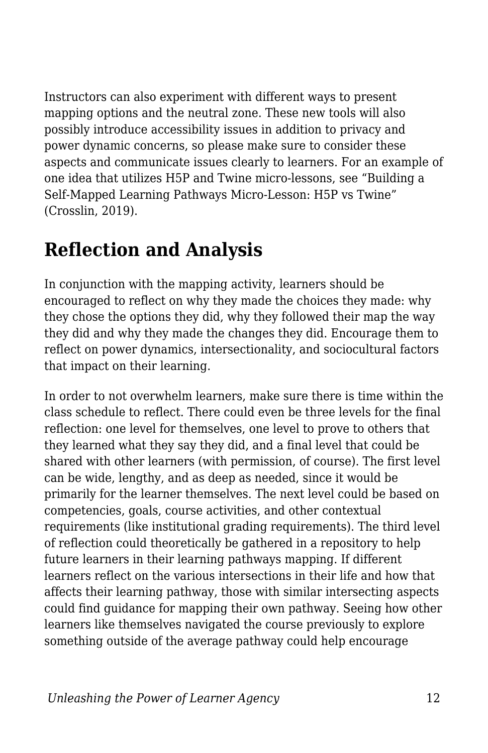Instructors can also experiment with different ways to present mapping options and the neutral zone. These new tools will also possibly introduce accessibility issues in addition to privacy and power dynamic concerns, so please make sure to consider these aspects and communicate issues clearly to learners. For an example of one idea that utilizes H5P and Twine micro-lessons, see "Building a Self-Mapped Learning Pathways Micro-Lesson: H5P vs Twine" (Crosslin, 2019).

## Reflection and Analysis

In conjunction with the mapping activity, learners should be encouraged to reflect on why they made the choices they made: why they chose the options they did, why they followed their map the way they did and why they made the changes they did. Encourage them to reflect on power dynamics, intersectionality, and sociocultural factors that impact on their learning.

In order to not overwhelm learners, make sure there is time within the class schedule to reflect. There could even be three levels for the final reflection: one level for themselves, one level to prove to others that they learned what they say they did, and a final level that could be shared with other learners (with permission, of course). The first level can be wide, lengthy, and as deep as needed, since it would be primarily for the learner themselves. The next level could be based on competencies, goals, course activities, and other contextual requirements (like institutional grading requirements). The third level of reflection could theoretically be gathered in a repository to help future learners in their learning pathways mapping. If different learners reflect on the various intersections in their life and how that affects their learning pathway, those with similar intersecting aspects could find guidance for mapping their own pathway. Seeing how other learners like themselves navigated the course previously to explore something outside of the average pathway could help encourage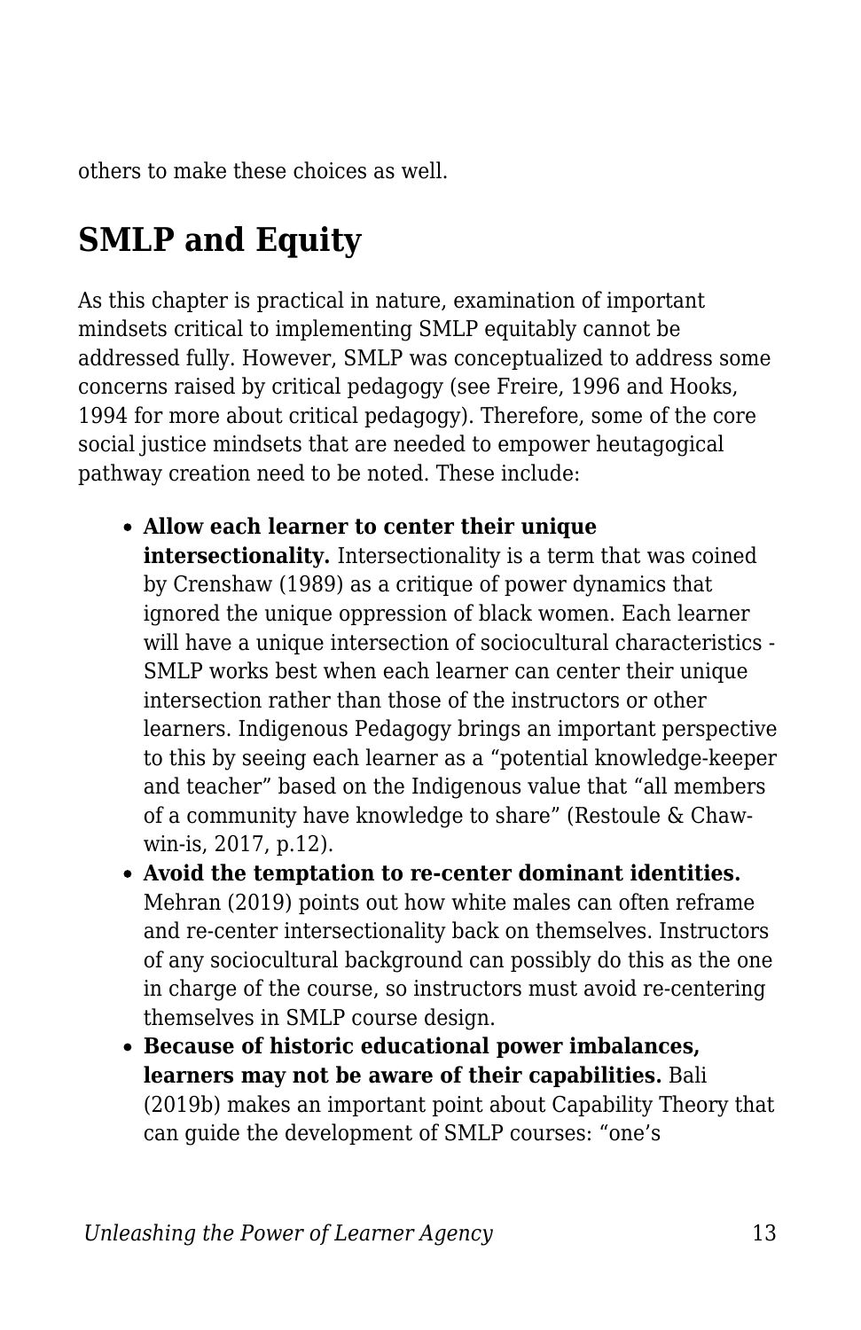others to make these choices as well.

## SMLP and Equity

As this chapter is practical in nature, examination of important mindsets critical to implementing SMLP equitably cannot be addressed fully. However, SMLP was conceptualized to address some concerns raised by critical pedagogy (see Freire, 1996 and Hooks, 1994 for more about critical pedagogy). Therefore, some of the core social justice mindsets that are needed to empower heutagogical pathway creation need to be noted. These include:

- **Allow each learner to center their unique intersectionality.** Intersectionality is a term that was coined by Crenshaw (1989) as a critique of power dynamics that ignored the unique oppression of black women. Each learner will have a unique intersection of sociocultural characteristics - SMLP works best when each learner can center their unique intersection rather than those of the instructors or other learners. Indigenous Pedagogy brings an important perspective to this by seeing each learner as a "potential knowledge-keeper and teacher" based on the Indigenous value that "all members of a community have knowledge to share" (Restoule & Chaw-win-is, 2017, p.12).
- **Avoid the temptation to re-center dominant identities.** Mehran (2019) points out how white males can often reframe and re-center intersectionality back on themselves. Instructors of any sociocultural background can possibly do this as the one in charge of the course, so instructors must avoid re-centering themselves in SMLP course design.
- **Because of historic educational power imbalances, learners may not be aware of their capabilities.** Bali (2019b) makes an important point about Capability Theory that can guide the development of SMLP courses: "one's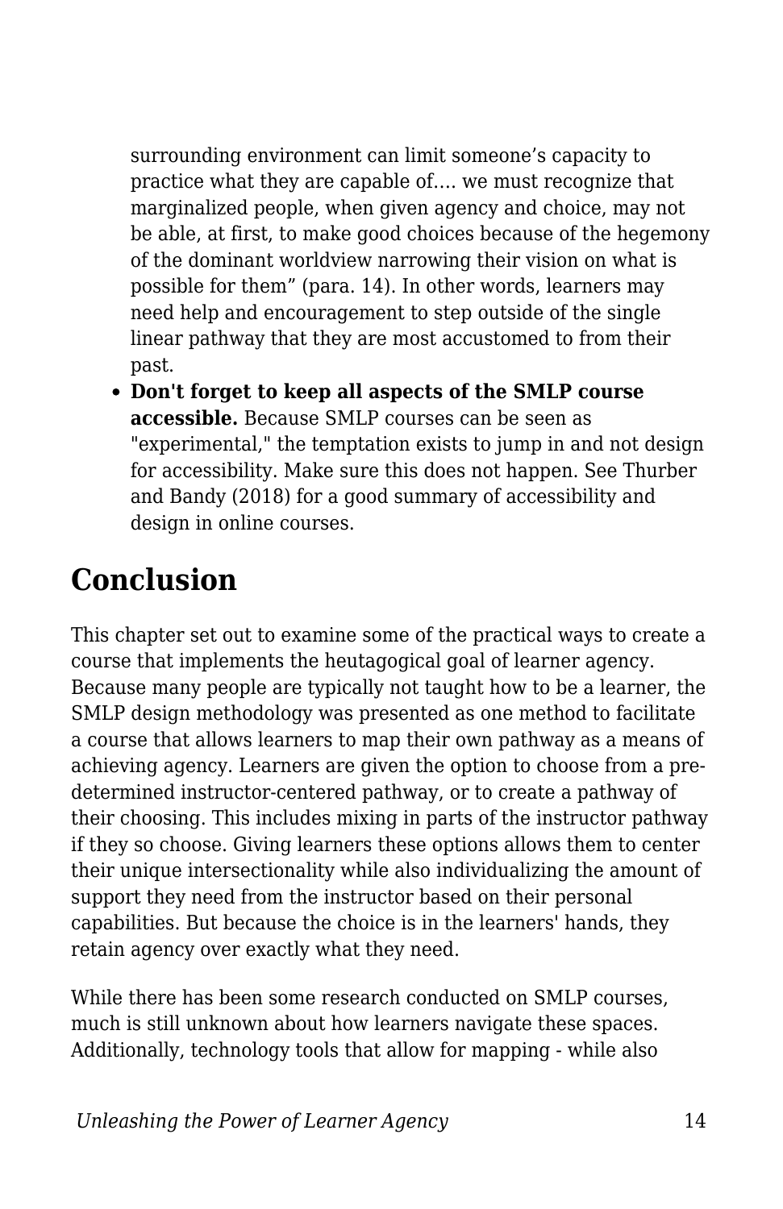surrounding environment can limit someone's capacity to practice what they are capable of…. we must recognize that marginalized people, when given agency and choice, may not be able, at first, to make good choices because of the hegemony of the dominant worldview narrowing their vision on what is possible for them" (para. 14). In other words, learners may need help and encouragement to step outside of the single linear pathway that they are most accustomed to from their past.

- **Don't forget to keep all aspects of the SMLP course accessible.** Because SMLP courses can be seen as "experimental," the temptation exists to jump in and not design for accessibility. Make sure this does not happen. See Thurber and Bandy (2018) for a good summary of accessibility and design in online courses.

## Conclusion

This chapter set out to examine some of the practical ways to create a course that implements the heutagogical goal of learner agency. Because many people are typically not taught how to be a learner, the SMLP design methodology was presented as one method to facilitate a course that allows learners to map their own pathway as a means of achieving agency. Learners are given the option to choose from a pre-determined instructor-centered pathway, or to create a pathway of their choosing. This includes mixing in parts of the instructor pathway if they so choose. Giving learners these options allows them to center their unique intersectionality while also individualizing the amount of support they need from the instructor based on their personal capabilities. But because the choice is in the learners' hands, they retain agency over exactly what they need.

While there has been some research conducted on SMLP courses, much is still unknown about how learners navigate these spaces. Additionally, technology tools that allow for mapping - while also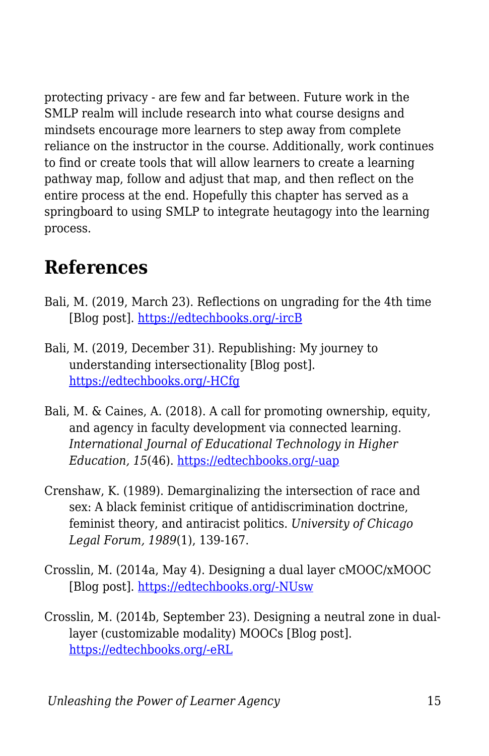protecting privacy - are few and far between. Future work in the SMLP realm will include research into what course designs and mindsets encourage more learners to step away from complete reliance on the instructor in the course. Additionally, work continues to find or create tools that will allow learners to create a learning pathway map, follow and adjust that map, and then reflect on the entire process at the end. Hopefully this chapter has served as a springboard to using SMLP to integrate heutagogy into the learning process.

## References

Bali, M. (2019, March 23). Reflections on ungrading for the 4th time [Blog post]. https://edtechbooks.org/-ircB

Bali, M. (2019, December 31). Republishing: My journey to understanding intersectionality [Blog post]. https://edtechbooks.org/-HCfg

Bali, M. & Caines, A. (2018). A call for promoting ownership, equity, and agency in faculty development via connected learning. *International Journal of Educational Technology in Higher Education, 15*(46). https://edtechbooks.org/-uap

Crenshaw, K. (1989). Demarginalizing the intersection of race and sex: A black feminist critique of antidiscrimination doctrine, feminist theory, and antiracist politics. *University of Chicago Legal Forum, 1989*(1), 139-167.

Crosslin, M. (2014a, May 4). Designing a dual layer cMOOC/xMOOC [Blog post]. https://edtechbooks.org/-NUsw

Crosslin, M. (2014b, September 23). Designing a neutral zone in dual-layer (customizable modality) MOOCs [Blog post]. https://edtechbooks.org/-eRL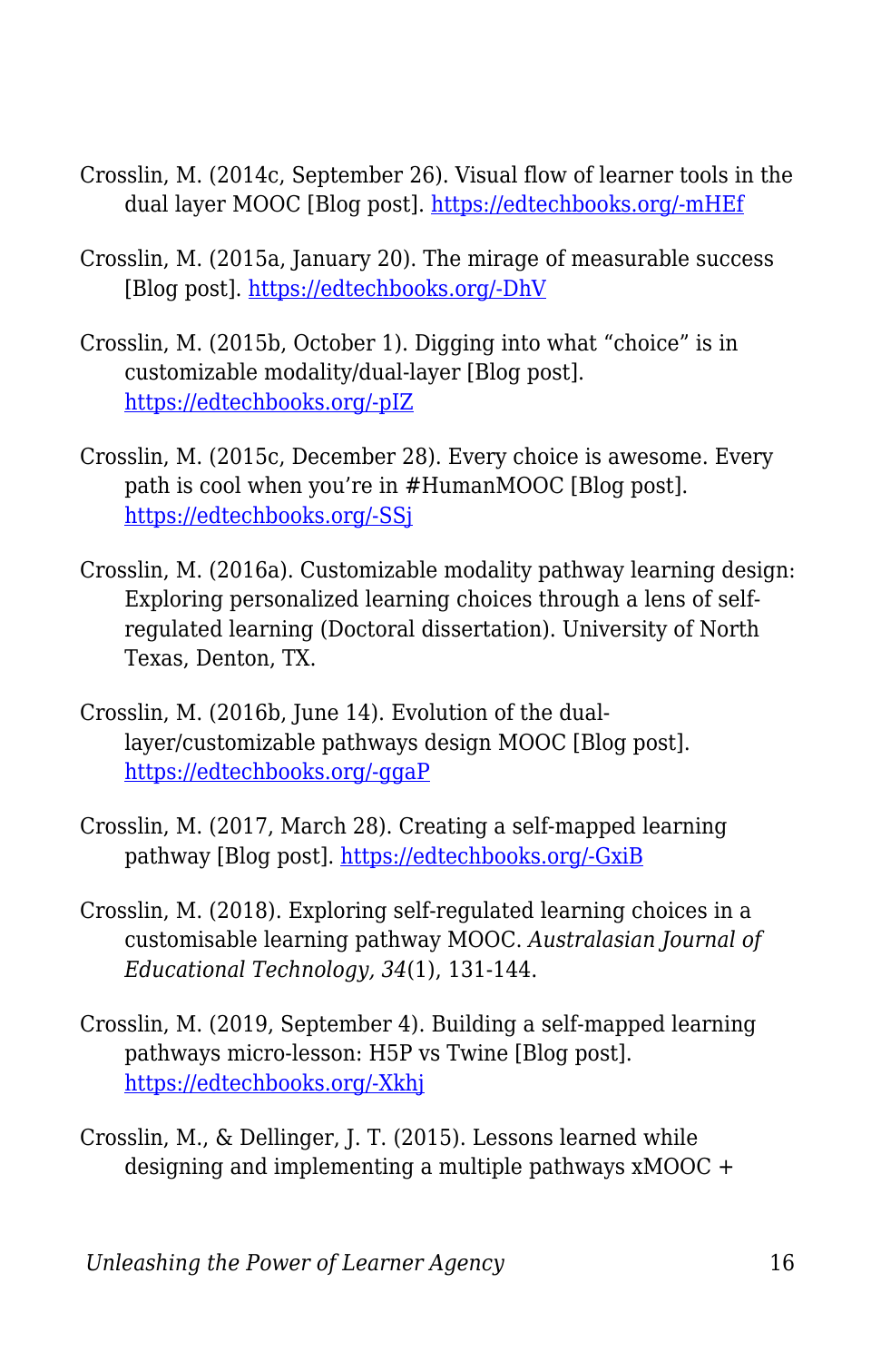Crosslin, M. (2014c, September 26). Visual flow of learner tools in the dual layer MOOC [Blog post]. https://edtechbooks.org/-mHEf

Crosslin, M. (2015a, January 20). The mirage of measurable success [Blog post]. https://edtechbooks.org/-DhV

Crosslin, M. (2015b, October 1). Digging into what "choice" is in customizable modality/dual-layer [Blog post]. https://edtechbooks.org/-pIZ

Crosslin, M. (2015c, December 28). Every choice is awesome. Every path is cool when you're in #HumanMOOC [Blog post]. https://edtechbooks.org/-SSj

Crosslin, M. (2016a). Customizable modality pathway learning design: Exploring personalized learning choices through a lens of self-regulated learning (Doctoral dissertation). University of North Texas, Denton, TX.

Crosslin, M. (2016b, June 14). Evolution of the dual-layer/customizable pathways design MOOC [Blog post]. https://edtechbooks.org/-ggaP

Crosslin, M. (2017, March 28). Creating a self-mapped learning pathway [Blog post]. https://edtechbooks.org/-GxiB

Crosslin, M. (2018). Exploring self-regulated learning choices in a customisable learning pathway MOOC. *Australasian Journal of Educational Technology, 34*(1), 131-144.

Crosslin, M. (2019, September 4). Building a self-mapped learning pathways micro-lesson: H5P vs Twine [Blog post]. https://edtechbooks.org/-Xkhj

Crosslin, M., & Dellinger, J. T. (2015). Lessons learned while designing and implementing a multiple pathways xMOOC +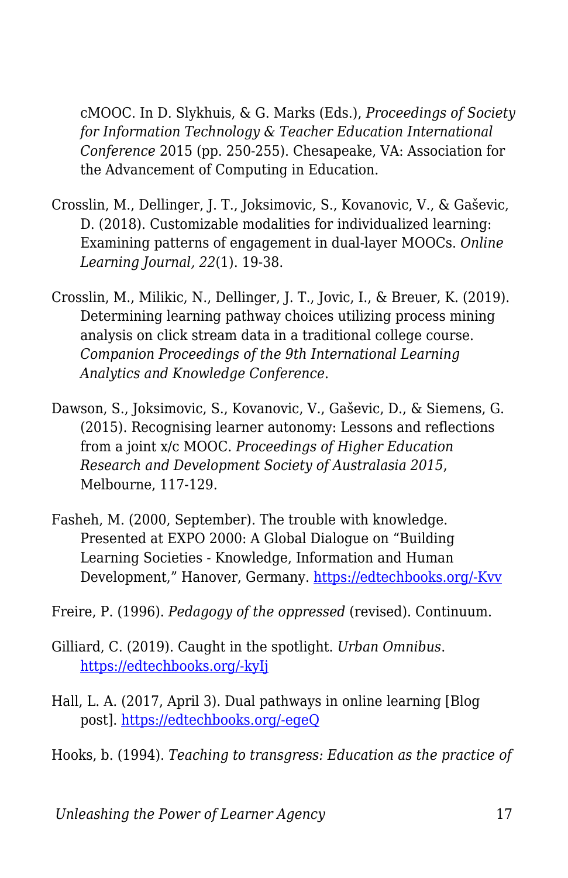cMOOC. In D. Slykhuis, & G. Marks (Eds.), *Proceedings of Society for Information Technology & Teacher Education International Conference* 2015 (pp. 250-255). Chesapeake, VA: Association for the Advancement of Computing in Education.

Crosslin, M., Dellinger, J. T., Joksimovic, S., Kovanovic, V., & Gaševic, D. (2018). Customizable modalities for individualized learning: Examining patterns of engagement in dual-layer MOOCs. *Online Learning Journal, 22*(1). 19-38.

Crosslin, M., Milikic, N., Dellinger, J. T., Jovic, I., & Breuer, K. (2019). Determining learning pathway choices utilizing process mining analysis on click stream data in a traditional college course. *Companion Proceedings of the 9th International Learning Analytics and Knowledge Conference*.

Dawson, S., Joksimovic, S., Kovanovic, V., Gaševic, D., & Siemens, G. (2015). Recognising learner autonomy: Lessons and reflections from a joint x/c MOOC. *Proceedings of Higher Education Research and Development Society of Australasia 2015*, Melbourne, 117-129.

Fasheh, M. (2000, September). The trouble with knowledge. Presented at EXPO 2000: A Global Dialogue on "Building Learning Societies - Knowledge, Information and Human Development," Hanover, Germany. [https://edtechbooks.org/-Kvv](https://edtechbooks.org/-Kvv)

Freire, P. (1996). *Pedagogy of the oppressed* (revised). Continuum.

Gilliard, C. (2019). Caught in the spotlight. *Urban Omnibus*. [https://edtechbooks.org/-kyIj](https://edtechbooks.org/-kyIj)

Hall, L. A. (2017, April 3). Dual pathways in online learning [Blog post]. [https://edtechbooks.org/-egeQ](https://edtechbooks.org/-egeQ)

Hooks, b. (1994). *Teaching to transgress: Education as the practice of*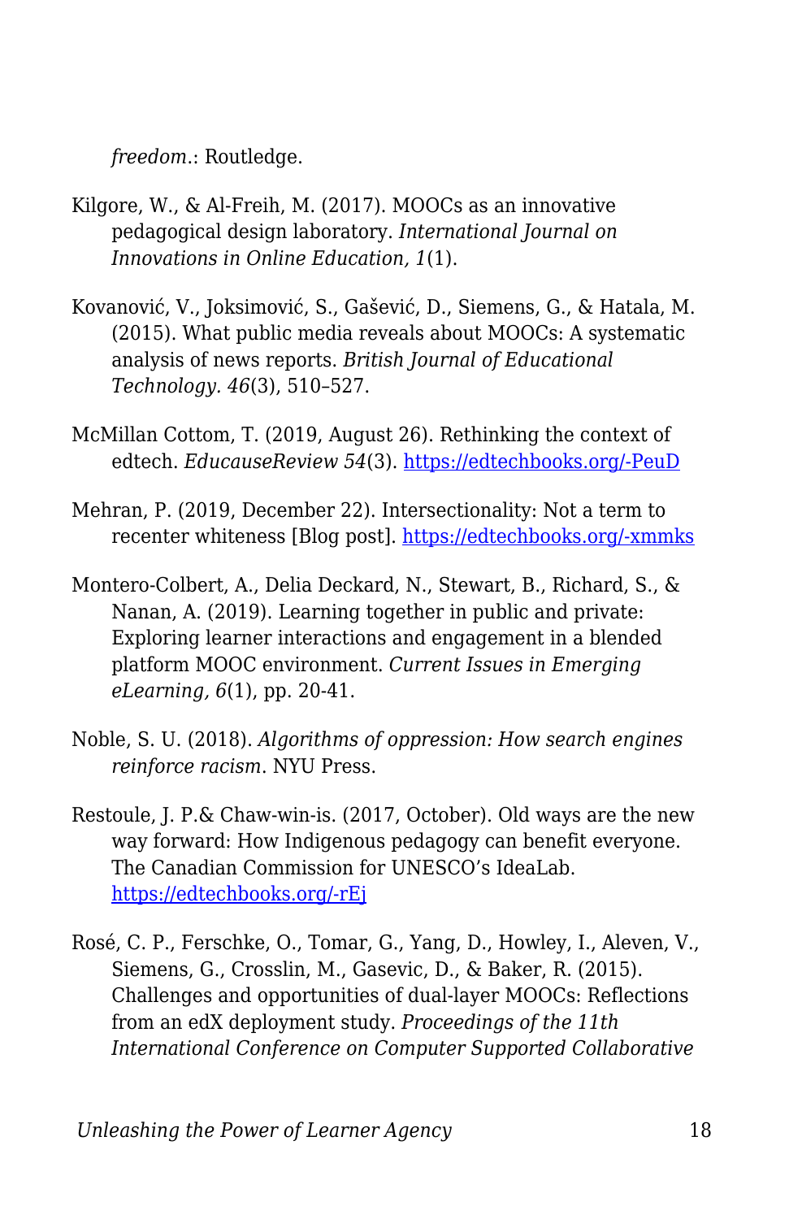*freedom*.: Routledge.

Kilgore, W., & Al-Freih, M. (2017). MOOCs as an innovative pedagogical design laboratory. *International Journal on Innovations in Online Education, 1*(1).

Kovanović, V., Joksimović, S., Gašević, D., Siemens, G., & Hatala, M. (2015). What public media reveals about MOOCs: A systematic analysis of news reports. *British Journal of Educational Technology. 46*(3), 510–527.

McMillan Cottom, T. (2019, August 26). Rethinking the context of edtech. *EducauseReview 54*(3). https://edtechbooks.org/-PeuD

Mehran, P. (2019, December 22). Intersectionality: Not a term to recenter whiteness [Blog post]. https://edtechbooks.org/-xmmks

Montero-Colbert, A., Delia Deckard, N., Stewart, B., Richard, S., & Nanan, A. (2019). Learning together in public and private: Exploring learner interactions and engagement in a blended platform MOOC environment. *Current Issues in Emerging eLearning, 6*(1), pp. 20-41.

Noble, S. U. (2018). *Algorithms of oppression: How search engines reinforce racism*. NYU Press.

Restoule, J. P.& Chaw-win-is. (2017, October). Old ways are the new way forward: How Indigenous pedagogy can benefit everyone. The Canadian Commission for UNESCO's IdeaLab. https://edtechbooks.org/-rEj

Rosé, C. P., Ferschke, O., Tomar, G., Yang, D., Howley, I., Aleven, V., Siemens, G., Crosslin, M., Gasevic, D., & Baker, R. (2015). Challenges and opportunities of dual-layer MOOCs: Reflections from an edX deployment study. *Proceedings of the 11th International Conference on Computer Supported Collaborative*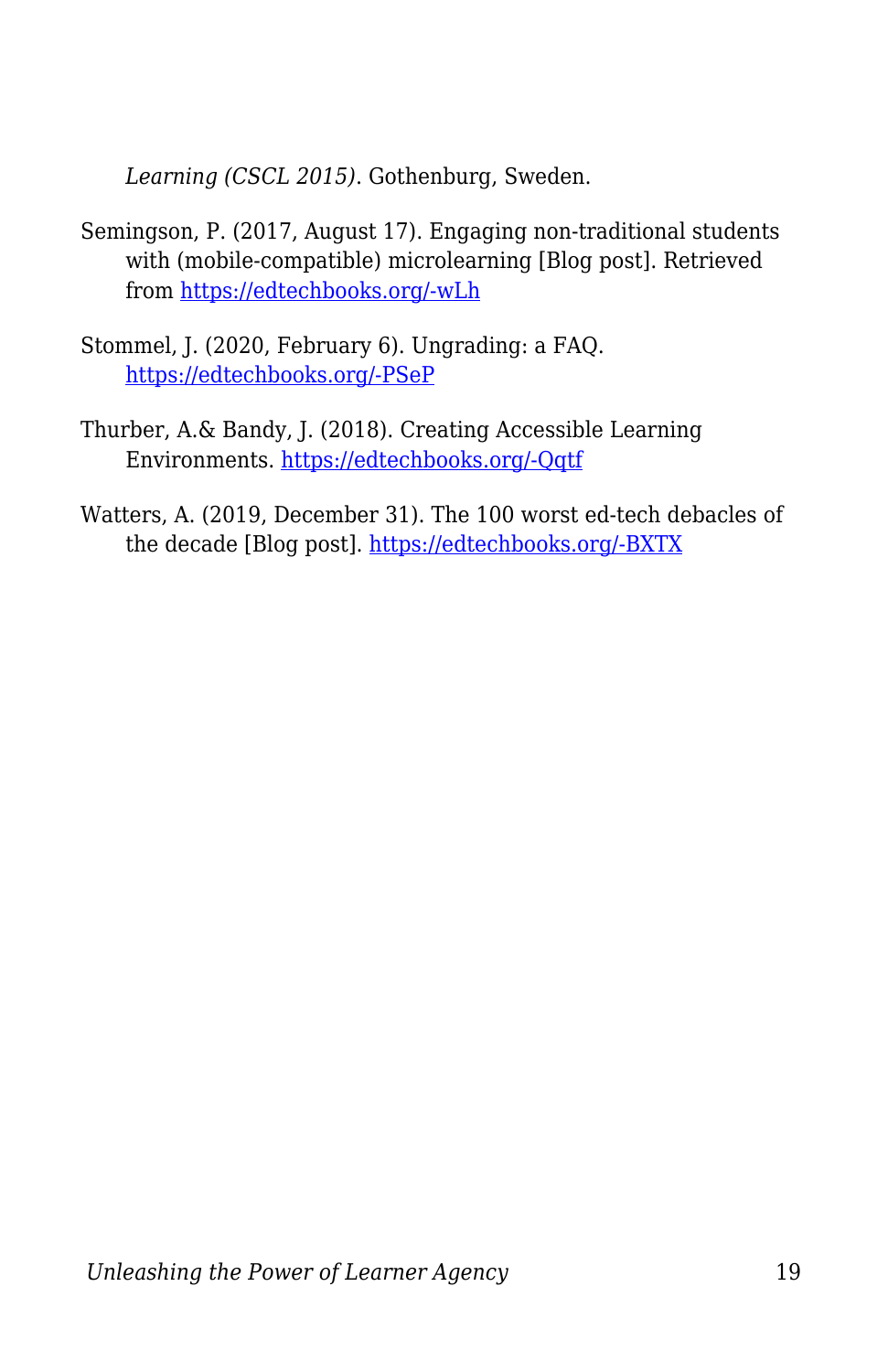*Learning (CSCL 2015)*. Gothenburg, Sweden.

Semingson, P. (2017, August 17). Engaging non-traditional students with (mobile-compatible) microlearning [Blog post]. Retrieved from [https://edtechbooks.org/-wLh](https://edtechbooks.org/-wLh)

Stommel, J. (2020, February 6). Ungrading: a FAQ. [https://edtechbooks.org/-PSeP](https://edtechbooks.org/-PSeP)

Thurber, A.& Bandy, J. (2018). Creating Accessible Learning Environments. [https://edtechbooks.org/-Qqtf](https://edtechbooks.org/-Qqtf)

Watters, A. (2019, December 31). The 100 worst ed-tech debacles of the decade [Blog post]. [https://edtechbooks.org/-BXTX](https://edtechbooks.org/-BXTX)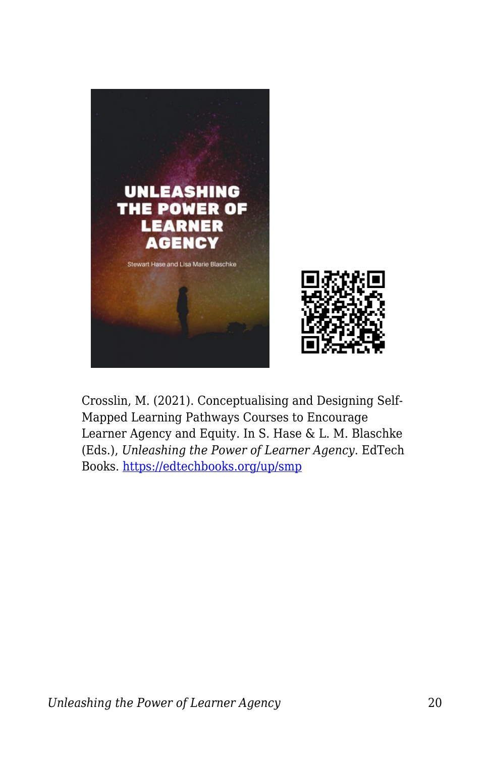Crosslin, M. (2021). Conceptualising and Designing Self-Mapped Learning Pathways Courses to Encourage Learner Agency and Equity. In S. Hase & L. M. Blaschke (Eds.), *Unleashing the Power of Learner Agency*. EdTech Books. https://edtechbooks.org/up/smp